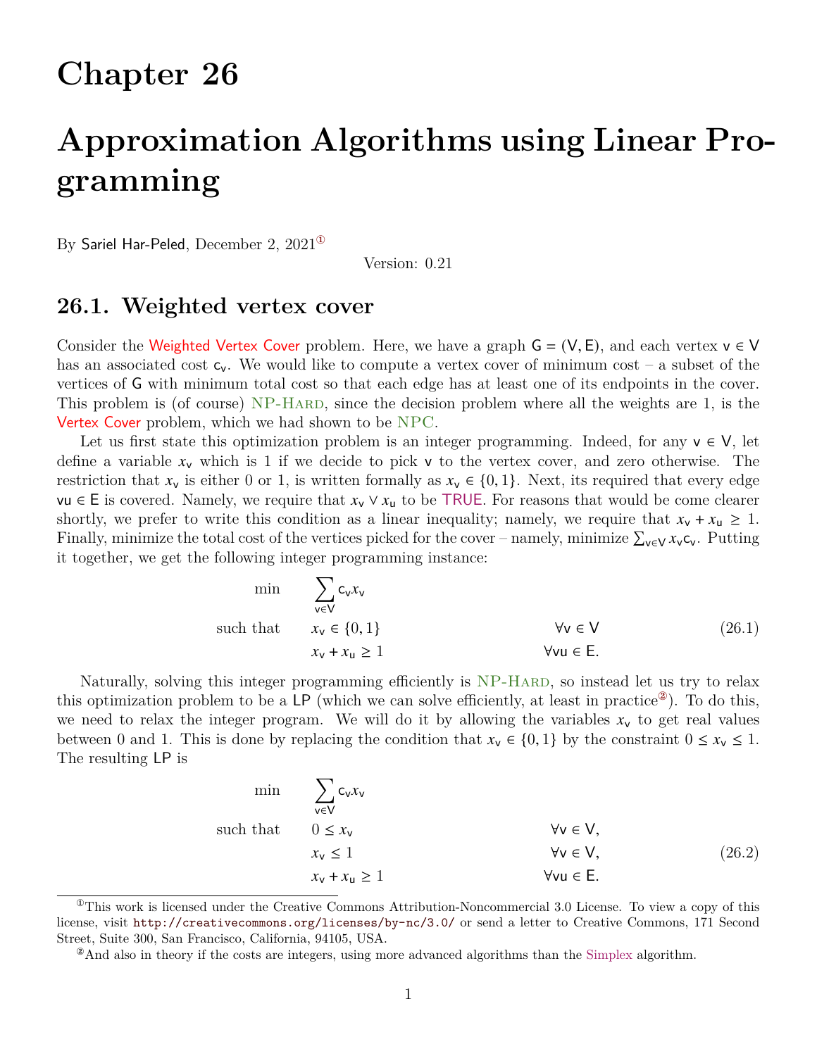# Chapter 26

# Approximation Algorithms using Linear Programming

By Sariel Har-Peled, December 2, 2021[1]

Version: 0.21

## 26.1. Weighted vertex cover

Consider the Weighted Vertex Cover problem. Here, we have a graph $G = (V, E)$, and each vertex $v \in V$ has an associated cost $c_v$. We would like to compute a vertex cover of minimum cost – a subset of the vertices of G with minimum total cost so that each edge has at least one of its endpoints in the cover. This problem is (of course) NP-Hard, since the decision problem where all the weights are 1, is the Vertex Cover problem, which we had shown to be NPC.

Let us first state this optimization problem is an integer programming. Indeed, for any $v \in V$, let define a variable $x_v$ which is 1 if we decide to pick v to the vertex cover, and zero otherwise. The restriction that $x_v$ is either 0 or 1, is written formally as $x_v \in \{0, 1\}$. Next, its required that every edge $vu \in E$ is covered. Namely, we require that $x_v \vee x_u$ to be TRUE. For reasons that would be come clearer shortly, we prefer to write this condition as a linear inequality; namely, we require that $x_v + x_u \geq 1$. Finally, minimize the total cost of the vertices picked for the cover – namely, minimize $\sum_{v \in V} x_v c_v$. Putting it together, we get the following integer programming instance:

$$
\begin{aligned}
\min \quad & \sum_{v \in V} c_v x_v \\
\text{such that} \quad & x_v \in \{0, 1\} && \forall v \in V \\
& x_v + x_u \geq 1 && \forall vu \in E.
\end{aligned}
\tag{26.1}
$$

Naturally, solving this integer programming efficiently is NP-Hard, so instead let us try to relax this optimization problem to be a LP (which we can solve efficiently, at least in practice[2]). To do this, we need to relax the integer program. We will do it by allowing the variables $x_v$ to get real values between 0 and 1. This is done by replacing the condition that $x_v \in \{0, 1\}$ by the constraint $0 \leq x_v \leq 1$. The resulting LP is

$$
\begin{aligned}
\min \quad & \sum_{v \in V} c_v x_v \\
\text{such that} \quad & 0 \leq x_v && \forall v \in V, \\
& x_v \leq 1 && \forall v \in V, \\
& x_v + x_u \geq 1 && \forall vu \in E.
\end{aligned}
\tag{26.2}
$$

---

[1] This work is licensed under the Creative Commons Attribution-Noncommercial 3.0 License. To view a copy of this license, visit http://creativecommons.org/licenses/by-nc/3.0/ or send a letter to Creative Commons, 171 Second Street, Suite 300, San Francisco, California, 94105, USA.

[2] And also in theory if the costs are integers, using more advanced algorithms than the Simplex algorithm.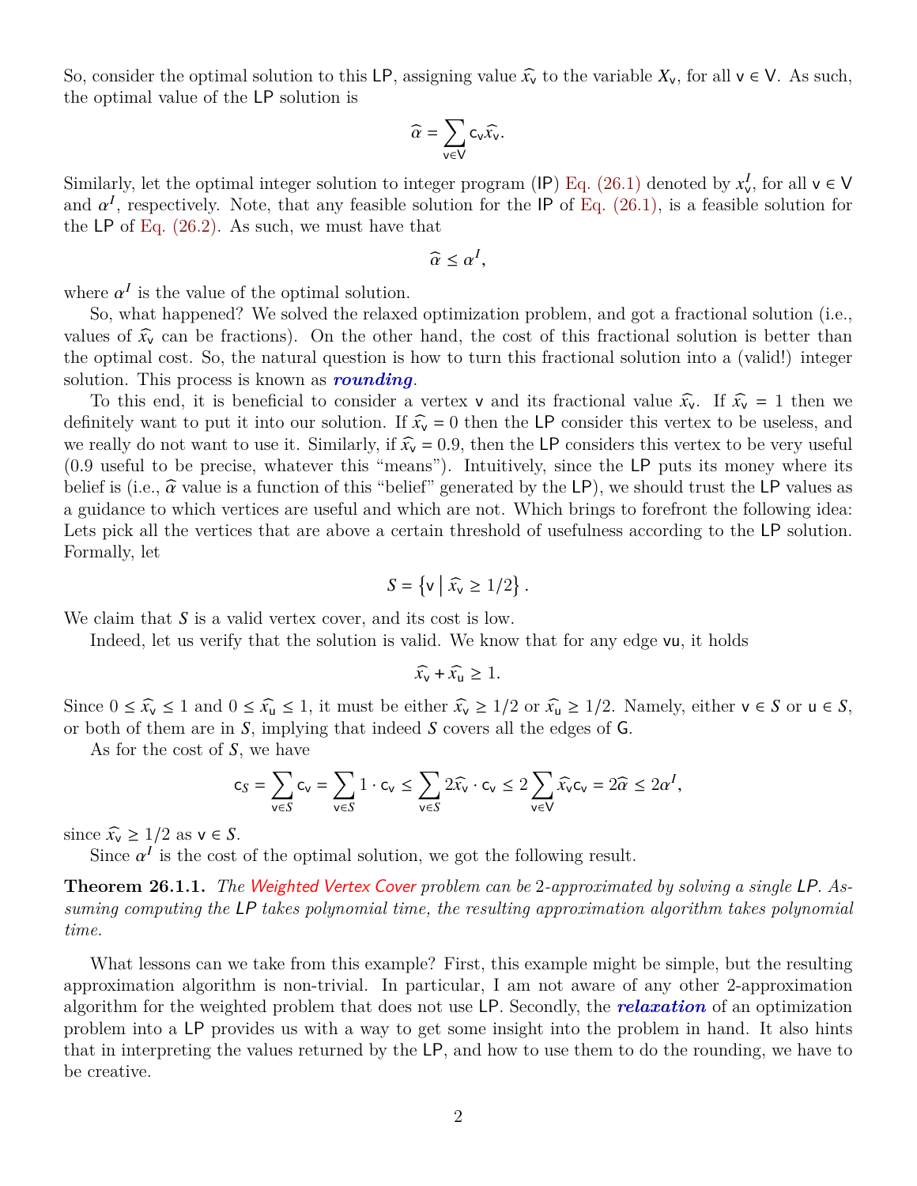So, consider the optimal solution to this LP, assigning value $\widehat{x_v}$ to the variable $X_v$, for all $v \in V$. As such, the optimal value of the LP solution is

$$\widehat{\alpha} = \sum_{v \in V} c_v \widehat{x_v}.$$

Similarly, let the optimal integer solution to integer program (IP) Eq. (26.1) denoted by $x_v^I$, for all $v \in V$ and $\alpha^I$, respectively. Note, that any feasible solution for the IP of Eq. (26.1), is a feasible solution for the LP of Eq. (26.2). As such, we must have that

$$\widehat{\alpha} \leq \alpha^I,$$

where $\alpha^I$ is the value of the optimal solution.

So, what happened? We solved the relaxed optimization problem, and got a fractional solution (i.e., values of $\widehat{x_v}$ can be fractions). On the other hand, the cost of this fractional solution is better than the optimal cost. So, the natural question is how to turn this fractional solution into a (valid!) integer solution. This process is known as ***rounding***.

To this end, it is beneficial to consider a vertex $v$ and its fractional value $\widehat{x_v}$. If $\widehat{x_v} = 1$ then we definitely want to put it into our solution. If $\widehat{x_v} = 0$ then the LP consider this vertex to be useless, and we really do not want to use it. Similarly, if $\widehat{x_v} = 0.9$, then the LP considers this vertex to be very useful (0.9 useful to be precise, whatever this "means"). Intuitively, since the LP puts its money where its belief is (i.e., $\widehat{\alpha}$ value is a function of this "belief" generated by the LP), we should trust the LP values as a guidance to which vertices are useful and which are not. Which brings to forefront the following idea: Lets pick all the vertices that are above a certain threshold of usefulness according to the LP solution. Formally, let

$$S = \left\{ v \mid \widehat{x_v} \geq 1/2 \right\}.$$

We claim that $S$ is a valid vertex cover, and its cost is low.

Indeed, let us verify that the solution is valid. We know that for any edge $vu$, it holds

$$\widehat{x_v} + \widehat{x_u} \geq 1.$$

Since $0 \leq \widehat{x_v} \leq 1$ and $0 \leq \widehat{x_u} \leq 1$, it must be either $\widehat{x_v} \geq 1/2$ or $\widehat{x_u} \geq 1/2$. Namely, either $v \in S$ or $u \in S$, or both of them are in $S$, implying that indeed $S$ covers all the edges of $G$.

As for the cost of $S$, we have

$$c_S = \sum_{v \in S} c_v = \sum_{v \in S} 1 \cdot c_v \leq \sum_{v \in S} 2\widehat{x_v} \cdot c_v \leq 2 \sum_{v \in V} \widehat{x_v} c_v = 2\widehat{\alpha} \leq 2\alpha^I,$$

since $\widehat{x_v} \geq 1/2$ as $v \in S$.

Since $\alpha^I$ is the cost of the optimal solution, we got the following result.

**Theorem 26.1.1.** *The Weighted Vertex Cover problem can be 2-approximated by solving a single LP. Assuming computing the LP takes polynomial time, the resulting approximation algorithm takes polynomial time.*

What lessons can we take from this example? First, this example might be simple, but the resulting approximation algorithm is non-trivial. In particular, I am not aware of any other 2-approximation algorithm for the weighted problem that does not use LP. Secondly, the ***relaxation*** of an optimization problem into a LP provides us with a way to get some insight into the problem in hand. It also hints that in interpreting the values returned by the LP, and how to use them to do the rounding, we have to be creative.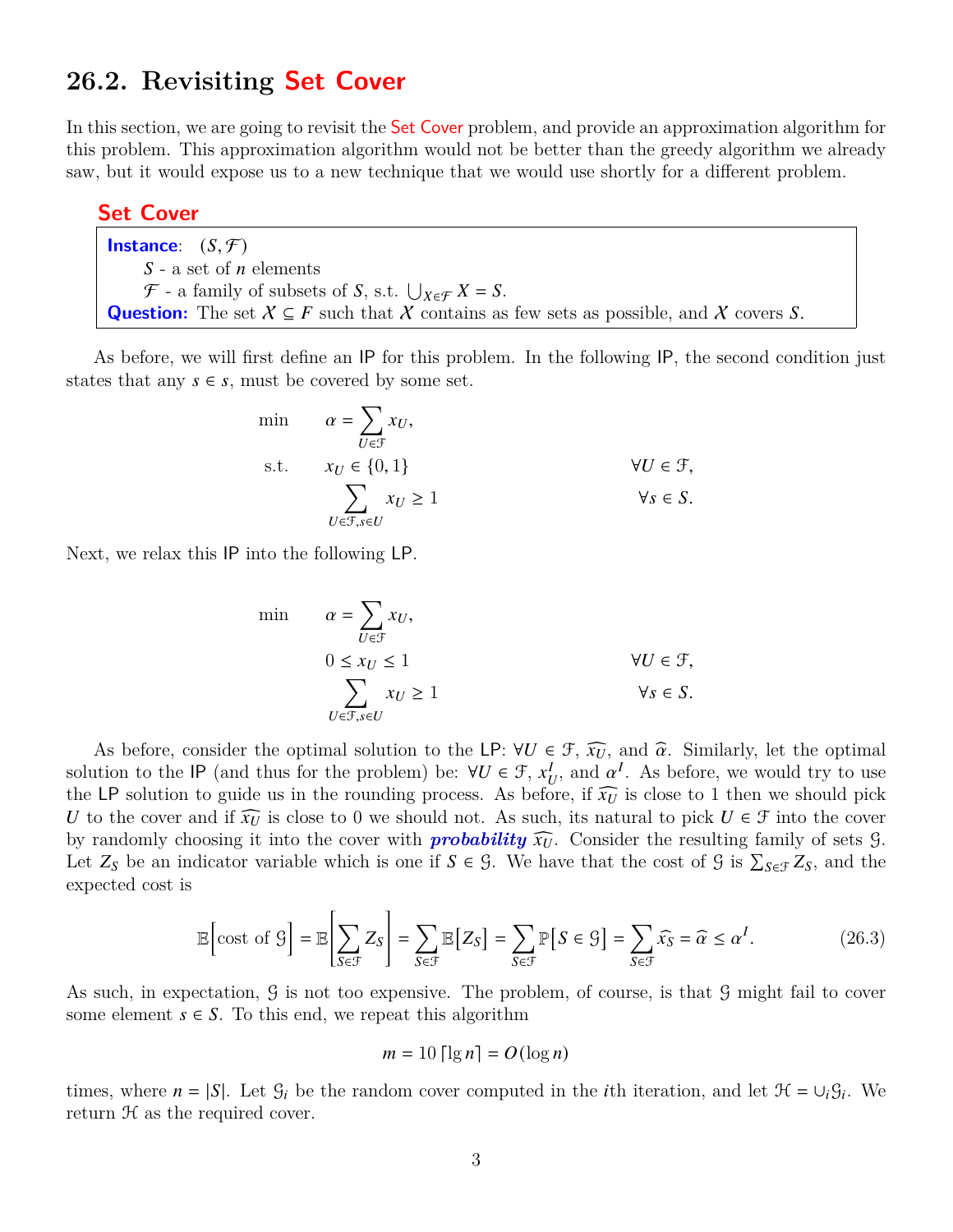## 26.2. Revisiting Set Cover

In this section, we are going to revisit the Set Cover problem, and provide an approximation algorithm for this problem. This approximation algorithm would not be better than the greedy algorithm we already saw, but it would expose us to a new technique that we would use shortly for a different problem.

**Set Cover**

**Instance**: $(S, \mathcal{F})$
$S$ - a set of $n$ elements
$\mathcal{F}$ - a family of subsets of $S$, s.t. $\bigcup_{X \in \mathcal{F}} X = S$.
**Question:** The set $\mathcal{X} \subseteq F$ such that $\mathcal{X}$ contains as few sets as possible, and $\mathcal{X}$ covers $S$.

As before, we will first define an IP for this problem. In the following IP, the second condition just states that any $s \in s$, must be covered by some set.

$$
\begin{aligned}
\min \quad & \alpha = \sum_{U \in \mathcal{F}} x_U, & \\
\text{s.t.} \quad & x_U \in \{0, 1\} & \forall U \in \mathcal{F}, \\
& \sum_{U \in \mathcal{F}, s \in U} x_U \geq 1 & \forall s \in S.
\end{aligned}
$$

Next, we relax this IP into the following LP.

$$
\begin{aligned}
\min \quad & \alpha = \sum_{U \in \mathcal{F}} x_U, & \\
& 0 \leq x_U \leq 1 & \forall U \in \mathcal{F}, \\
& \sum_{U \in \mathcal{F}, s \in U} x_U \geq 1 & \forall s \in S.
\end{aligned}
$$

As before, consider the optimal solution to the LP: $\forall U \in \mathcal{F}$, $\widehat{x_U}$, and $\widehat{\alpha}$. Similarly, let the optimal solution to the IP (and thus for the problem) be: $\forall U \in \mathcal{F}$, $x_U^I$, and $\alpha^I$. As before, we would try to use the LP solution to guide us in the rounding process. As before, if $\widehat{x_U}$ is close to 1 then we should pick $U$ to the cover and if $\widehat{x_U}$ is close to 0 we should not. As such, its natural to pick $U \in \mathcal{F}$ into the cover by randomly choosing it into the cover with ***probability*** $\widehat{x_U}$. Consider the resulting family of sets $\mathcal{G}$. Let $Z_S$ be an indicator variable which is one if $S \in \mathcal{G}$. We have that the cost of $\mathcal{G}$ is $\sum_{S \in \mathcal{F}} Z_S$, and the expected cost is

$$
\mathbb{E}\Big[\text{cost of } \mathcal{G}\Big] = \mathbb{E}\left[\sum_{S \in \mathcal{F}} Z_S\right] = \sum_{S \in \mathcal{F}} \mathbb{E}\big[Z_S\big] = \sum_{S \in \mathcal{F}} \mathbb{P}\big[S \in \mathcal{G}\big] = \sum_{S \in \mathcal{F}} \widehat{x_S} = \widehat{\alpha} \leq \alpha^I. \tag{26.3}
$$

As such, in expectation, $\mathcal{G}$ is not too expensive. The problem, of course, is that $\mathcal{G}$ might fail to cover some element $s \in S$. To this end, we repeat this algorithm

$$
m = 10 \lceil \lg n \rceil = O(\log n)
$$

times, where $n = |S|$. Let $\mathcal{G}_i$ be the random cover computed in the $i$th iteration, and let $\mathcal{H} = \cup_i \mathcal{G}_i$. We return $\mathcal{H}$ as the required cover.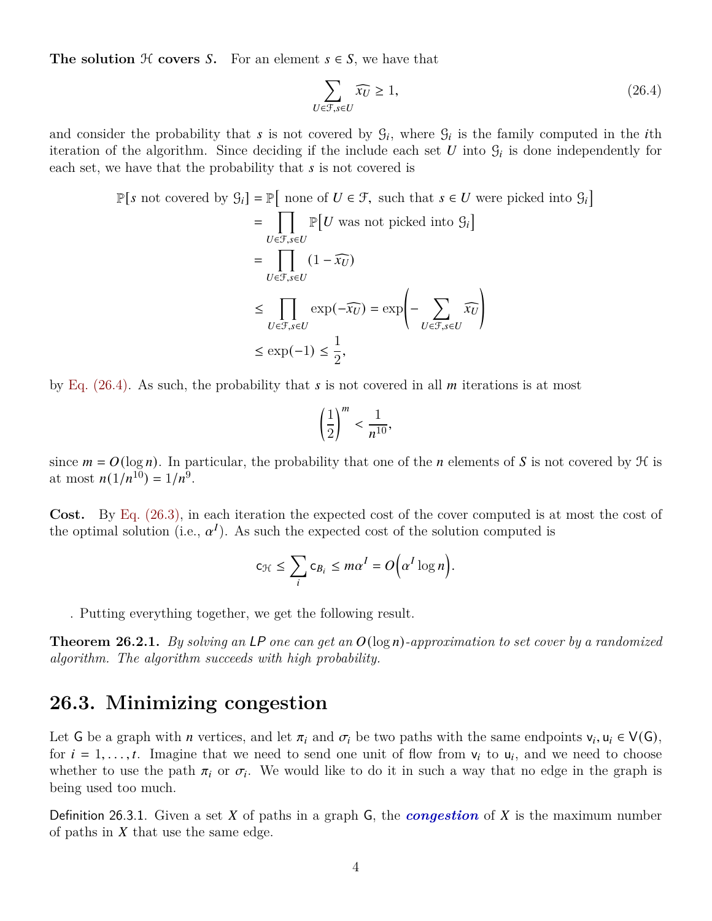**The solution $\mathcal{H}$ covers $S$.** For an element $s \in S$, we have that

$$\sum_{U \in \mathcal{F}, s \in U} \widehat{x_U} \geq 1, \tag{26.4}$$

and consider the probability that $s$ is not covered by $\mathcal{G}_i$, where $\mathcal{G}_i$ is the family computed in the $i$th iteration of the algorithm. Since deciding if the include each set $U$ into $\mathcal{G}_i$ is done independently for each set, we have that the probability that $s$ is not covered is

$$\begin{aligned}
\mathbb{P}[s \text{ not covered by } \mathcal{G}_i] &= \mathbb{P}\Big[\text{ none of } U \in \mathcal{F}, \text{ such that } s \in U \text{ were picked into } \mathcal{G}_i\Big] \\
&= \prod_{U \in \mathcal{F}, s \in U} \mathbb{P}\Big[U \text{ was not picked into } \mathcal{G}_i\Big] \\
&= \prod_{U \in \mathcal{F}, s \in U} \left(1 - \widehat{x_U}\right) \\
&\leq \prod_{U \in \mathcal{F}, s \in U} \exp\left(-\widehat{x_U}\right) = \exp\left(-\sum_{U \in \mathcal{F}, s \in U} \widehat{x_U}\right) \\
&\leq \exp(-1) \leq \frac{1}{2},
\end{aligned}$$

by Eq. (26.4). As such, the probability that $s$ is not covered in all $m$ iterations is at most

$$\left(\frac{1}{2}\right)^m < \frac{1}{n^{10}},$$

since $m = O(\log n)$. In particular, the probability that one of the $n$ elements of $S$ is not covered by $\mathcal{H}$ is at most $n(1/n^{10}) = 1/n^9$.

**Cost.** By Eq. (26.3), in each iteration the expected cost of the cover computed is at most the cost of the optimal solution (i.e., $\alpha^I$). As such the expected cost of the solution computed is

$$\mathsf{c}_{\mathcal{H}} \leq \sum_i \mathsf{c}_{B_i} \leq m\alpha^I = O\Big(\alpha^I \log n\Big).$$

. Putting everything together, we get the following result.

**Theorem 26.2.1.** *By solving an LP one can get an $O(\log n)$-approximation to set cover by a randomized algorithm. The algorithm succeeds with high probability.*

## 26.3. Minimizing congestion

Let $\mathsf{G}$ be a graph with $n$ vertices, and let $\pi_i$ and $\sigma_i$ be two paths with the same endpoints $\mathsf{v}_i, \mathsf{u}_i \in \mathsf{V}(\mathsf{G})$, for $i = 1, \ldots, t$. Imagine that we need to send one unit of flow from $\mathsf{v}_i$ to $\mathsf{u}_i$, and we need to choose whether to use the path $\pi_i$ or $\sigma_i$. We would like to do it in such a way that no edge in the graph is being used too much.

Definition 26.3.1. Given a set $X$ of paths in a graph $\mathsf{G}$, the ***congestion*** of $X$ is the maximum number of paths in $X$ that use the same edge.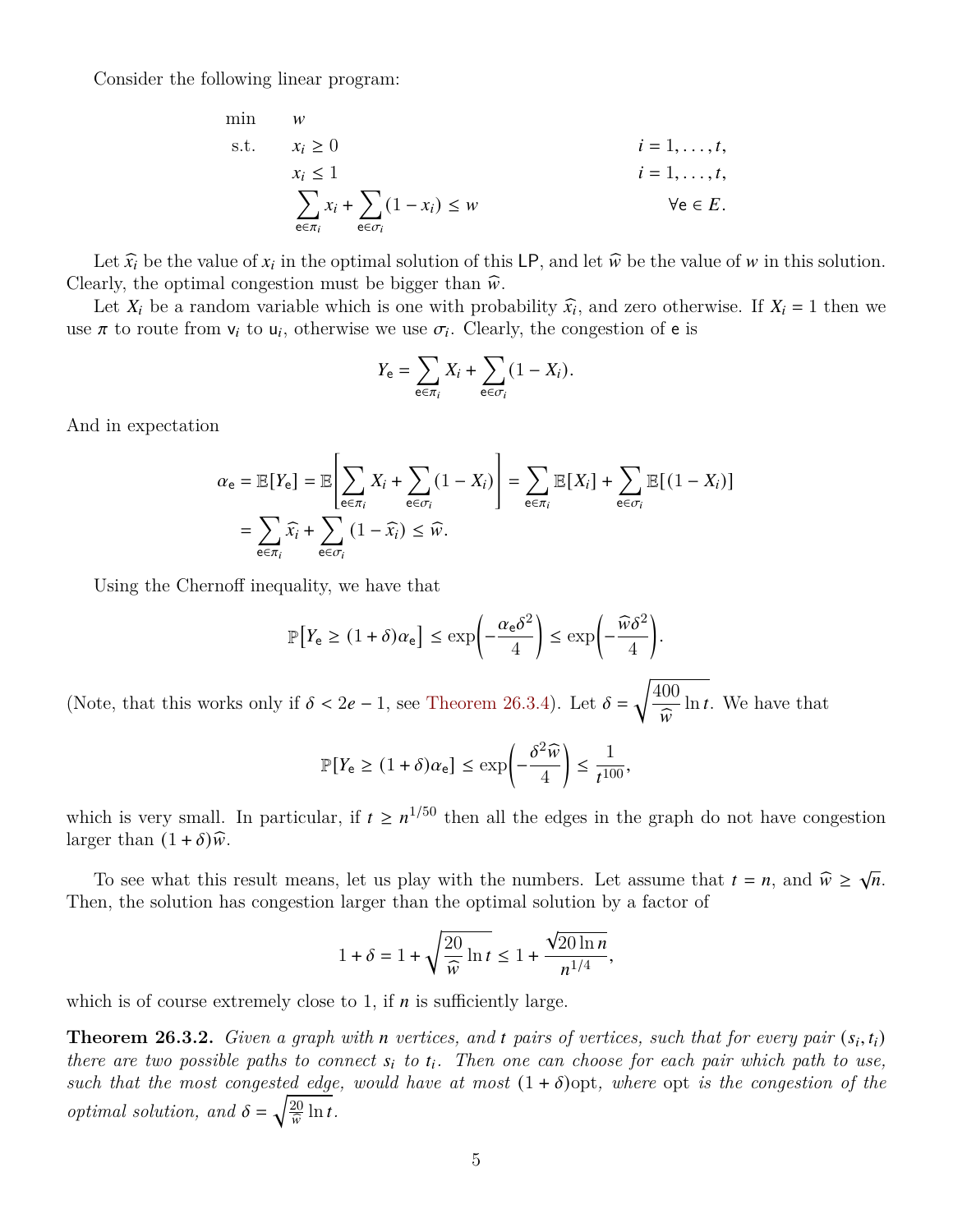Consider the following linear program:

$$
\begin{aligned}
\min \quad & w & \\
\text{s.t.} \quad & x_i \geq 0 & i = 1, \ldots, t, \\
& x_i \leq 1 & i = 1, \ldots, t, \\
& \sum_{\mathsf{e} \in \pi_i} x_i + \sum_{\mathsf{e} \in \sigma_i} (1 - x_i) \leq w & \forall \mathsf{e} \in E.
\end{aligned}
$$

Let $\widehat{x_i}$ be the value of $x_i$ in the optimal solution of this LP, and let $\widehat{w}$ be the value of $w$ in this solution. Clearly, the optimal congestion must be bigger than $\widehat{w}$.

Let $X_i$ be a random variable which is one with probability $\widehat{x_i}$, and zero otherwise. If $X_i = 1$ then we use $\pi$ to route from $\mathsf{v}_i$ to $\mathsf{u}_i$, otherwise we use $\sigma_i$. Clearly, the congestion of $\mathsf{e}$ is

$$
Y_{\mathsf{e}} = \sum_{\mathsf{e} \in \pi_i} X_i + \sum_{\mathsf{e} \in \sigma_i} (1 - X_i).
$$

And in expectation

$$
\begin{aligned}
\alpha_{\mathsf{e}} = \mathbb{E}[Y_{\mathsf{e}}] &= \mathbb{E}\left[ \sum_{\mathsf{e} \in \pi_i} X_i + \sum_{\mathsf{e} \in \sigma_i} (1 - X_i) \right] = \sum_{\mathsf{e} \in \pi_i} \mathbb{E}[X_i] + \sum_{\mathsf{e} \in \sigma_i} \mathbb{E}[(1 - X_i)] \\
&= \sum_{\mathsf{e} \in \pi_i} \widehat{x_i} + \sum_{\mathsf{e} \in \sigma_i} (1 - \widehat{x_i}) \leq \widehat{w}.
\end{aligned}
$$

Using the Chernoff inequality, we have that

$$
\mathbb{P}\big[ Y_{\mathsf{e}} \geq (1 + \delta)\alpha_{\mathsf{e}} \big] \leq \exp\left( -\frac{\alpha_{\mathsf{e}} \delta^2}{4} \right) \leq \exp\left( -\frac{\widehat{w} \delta^2}{4} \right).
$$

(Note, that this works only if $\delta < 2e - 1$, see Theorem 26.3.4). Let $\delta = \sqrt{\frac{400}{\widehat{w}} \ln t}$. We have that

$$
\mathbb{P}[Y_{\mathsf{e}} \geq (1 + \delta)\alpha_{\mathsf{e}}] \leq \exp\left( -\frac{\delta^2 \widehat{w}}{4} \right) \leq \frac{1}{t^{100}},
$$

which is very small. In particular, if $t \geq n^{1/50}$ then all the edges in the graph do not have congestion larger than $(1 + \delta)\widehat{w}$.

To see what this result means, let us play with the numbers. Let assume that $t = n$, and $\widehat{w} \geq \sqrt{n}$. Then, the solution has congestion larger than the optimal solution by a factor of

$$
1 + \delta = 1 + \sqrt{\frac{20}{\widehat{w}} \ln t} \leq 1 + \frac{\sqrt{20 \ln n}}{n^{1/4}},
$$

which is of course extremely close to 1, if $n$ is sufficiently large.

**Theorem 26.3.2.** *Given a graph with $n$ vertices, and $t$ pairs of vertices, such that for every pair $(s_i, t_i)$ there are two possible paths to connect $s_i$ to $t_i$. Then one can choose for each pair which path to use, such that the most congested edge, would have at most $(1 + \delta)\mathrm{opt}$, where $\mathrm{opt}$ is the congestion of the optimal solution, and $\delta = \sqrt{\frac{20}{\widehat{w}} \ln t}$.*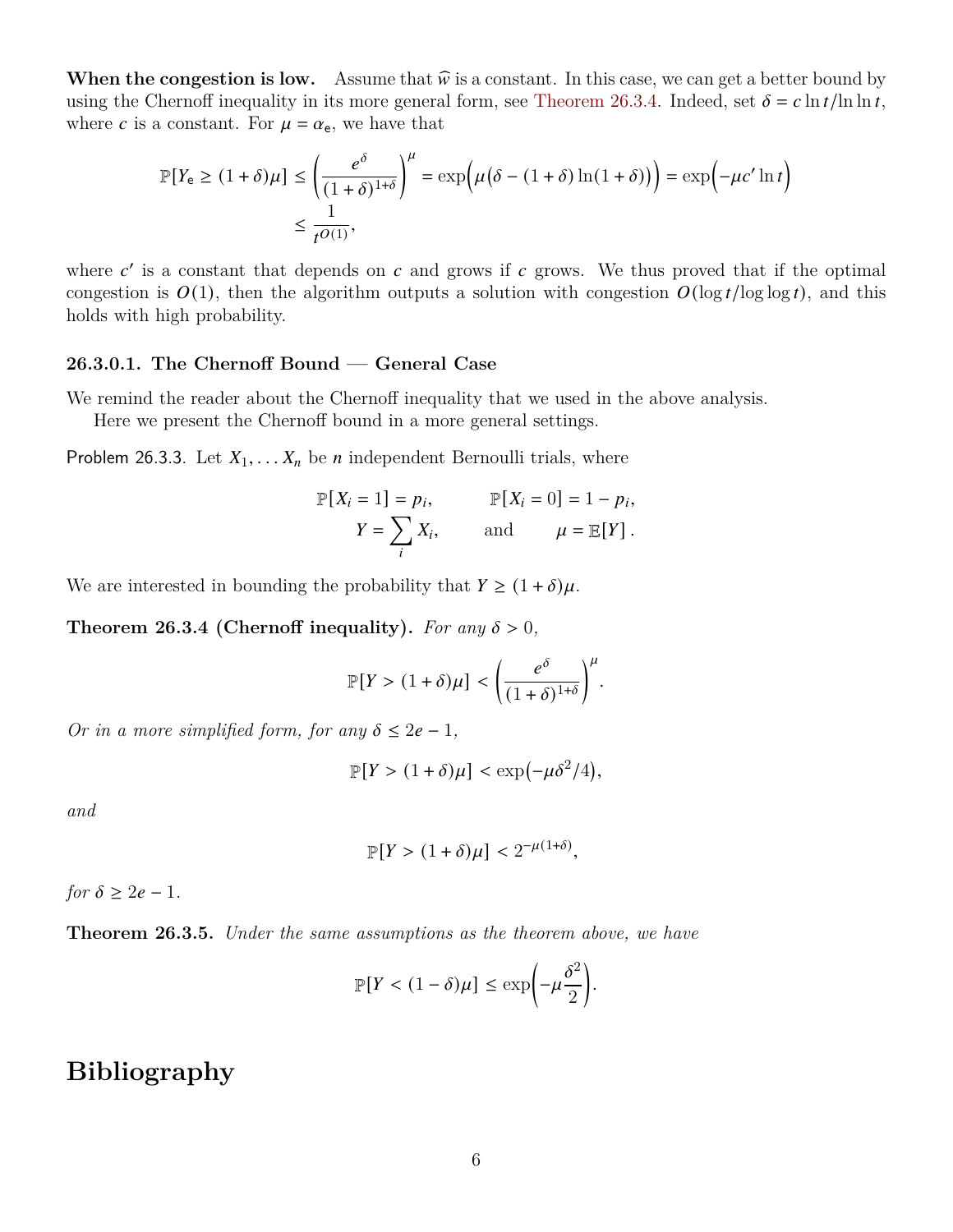**When the congestion is low.** Assume that $\widehat{w}$ is a constant. In this case, we can get a better bound by using the Chernoff inequality in its more general form, see Theorem 26.3.4. Indeed, set $\delta = c \ln t / \ln \ln t$, where $c$ is a constant. For $\mu = \alpha_{\mathsf{e}}$, we have that

$$\mathbb{P}[Y_{\mathsf{e}} \geq (1+\delta)\mu] \leq \left(\frac{e^{\delta}}{(1+\delta)^{1+\delta}}\right)^{\mu} = \exp\Big(\mu\big(\delta - (1+\delta)\ln(1+\delta)\big)\Big) = \exp\Big(-\mu c' \ln t\Big) \leq \frac{1}{t^{O(1)}},$$

where $c'$ is a constant that depends on $c$ and grows if $c$ grows. We thus proved that if the optimal congestion is $O(1)$, then the algorithm outputs a solution with congestion $O(\log t / \log \log t)$, and this holds with high probability.

#### 26.3.0.1. The Chernoff Bound — General Case

We remind the reader about the Chernoff inequality that we used in the above analysis.

Here we present the Chernoff bound in a more general settings.

Problem 26.3.3. Let $X_1, \ldots X_n$ be $n$ independent Bernoulli trials, where

$$\mathbb{P}[X_i = 1] = p_i, \qquad \mathbb{P}[X_i = 0] = 1 - p_i,$$
$$Y = \sum_i X_i, \qquad \text{and} \qquad \mu = \mathbb{E}[Y].$$

We are interested in bounding the probability that $Y \geq (1+\delta)\mu$.

**Theorem 26.3.4 (Chernoff inequality).** *For any $\delta > 0$,*

$$\mathbb{P}[Y > (1+\delta)\mu] < \left(\frac{e^{\delta}}{(1+\delta)^{1+\delta}}\right)^{\mu}.$$

*Or in a more simplified form, for any $\delta \leq 2e - 1$,*

$$\mathbb{P}[Y > (1+\delta)\mu] < \exp\big(-\mu\delta^2/4\big),$$

*and*

$$\mathbb{P}[Y > (1+\delta)\mu] < 2^{-\mu(1+\delta)},$$

*for $\delta \geq 2e - 1$.*

**Theorem 26.3.5.** *Under the same assumptions as the theorem above, we have*

$$\mathbb{P}[Y < (1-\delta)\mu] \leq \exp\left(-\mu\frac{\delta^2}{2}\right).$$

# Bibliography